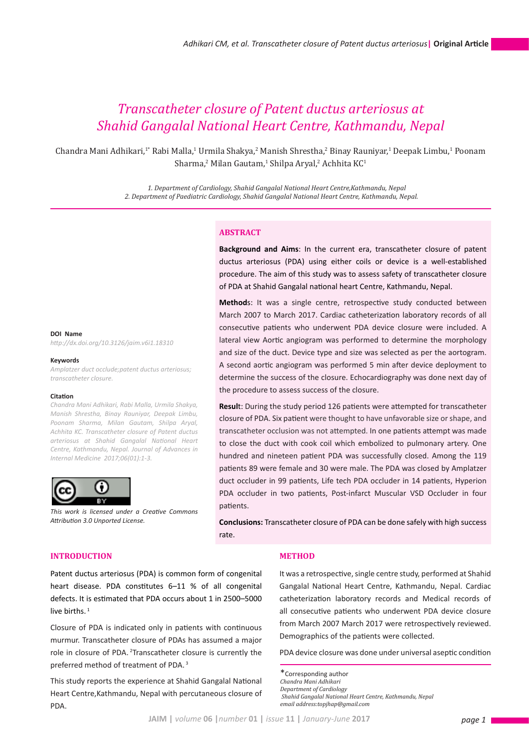# Transcatheter closure of Patent ductus arteriosus at Shahid Gangalal National Heart Centre, Kathmandu, Nepal

Chandra Mani Adhikari,[1*] Rabi Malla,[1] Urmila Shakya,[2] Manish Shrestha,[2] Binay Rauniyar,[1] Deepak Limbu,[1] Poonam Sharma,[2] Milan Gautam,[1] Shilpa Aryal,[2] Achhita KC[1]

*1. Department of Cardiology, Shahid Gangalal National Heart Centre,Kathmandu, Nepal*
*2. Department of Paediatric Cardiology, Shahid Gangalal National Heart Centre, Kathmandu, Nepal.*

**DOI Name**
*http://dx.doi.org/10.3126/jaim.v6i1.18310*

**Keywords**
*Amplatzer duct occlude;patent ductus arteriosus; transcatheter closure.*

**Citation**
*Chandra Mani Adhikari, Rabi Malla, Urmila Shakya, Manish Shrestha, Binay Rauniyar, Deepak Limbu, Poonam Sharma, Milan Gautam, Shilpa Aryal, Achhita KC. Transcatheter closure of Patent ductus arteriosus at Shahid Gangalal National Heart Centre, Kathmandu, Nepal. Journal of Advances in Internal Medicine 2017;06(01):1-3.*

*This work is licensed under a Creative Commons Attribution 3.0 Unported License.*

## ABSTRACT

**Background and Aims**: In the current era, transcatheter closure of patent ductus arteriosus (PDA) using either coils or device is a well-established procedure. The aim of this study was to assess safety of transcatheter closure of PDA at Shahid Gangalal national heart Centre, Kathmandu, Nepal.

**Methods**: It was a single centre, retrospective study conducted between March 2007 to March 2017. Cardiac catheterization laboratory records of all consecutive patients who underwent PDA device closure were included. A lateral view Aortic angiogram was performed to determine the morphology and size of the duct. Device type and size was selected as per the aortogram. A second aortic angiogram was performed 5 min after device deployment to determine the success of the closure. Echocardiography was done next day of the procedure to assess success of the closure.

**Result**: During the study period 126 patients were attempted for transcatheter closure of PDA. Six patient were thought to have unfavorable size or shape, and transcatheter occlusion was not attempted. In one patients attempt was made to close the duct with cook coil which embolized to pulmonary artery. One hundred and nineteen patient PDA was successfully closed. Among the 119 patients 89 were female and 30 were male. The PDA was closed by Amplatzer duct occluder in 99 patients, Life tech PDA occluder in 14 patients, Hyperion PDA occluder in two patients, Post-infarct Muscular VSD Occluder in four patients.

**Conclusions:** Transcatheter closure of PDA can be done safely with high success rate.

## INTRODUCTION

Patent ductus arteriosus (PDA) is common form of congenital heart disease. PDA constitutes 6–11 % of all congenital defects. It is estimated that PDA occurs about 1 in 2500–5000 live births. [1]

Closure of PDA is indicated only in patients with continuous murmur. Transcatheter closure of PDAs has assumed a major role in closure of PDA. [2]Transcatheter closure is currently the preferred method of treatment of PDA. [3]

This study reports the experience at Shahid Gangalal National Heart Centre,Kathmandu, Nepal with percutaneous closure of PDA.

## METHOD

It was a retrospective, single centre study, performed at Shahid Gangalal National Heart Centre, Kathmandu, Nepal. Cardiac catheterization laboratory records and Medical records of all consecutive patients who underwent PDA device closure from March 2007 March 2017 were retrospectively reviewed. Demographics of the patients were collected.

PDA device closure was done under universal aseptic condition

*Corresponding author
*Chandra Mani Adhikari*
*Department of Cardiology*
*Shahid Gangalal National Heart Centre, Kathmandu, Nepal*
*email address:topjhap@gmail.com*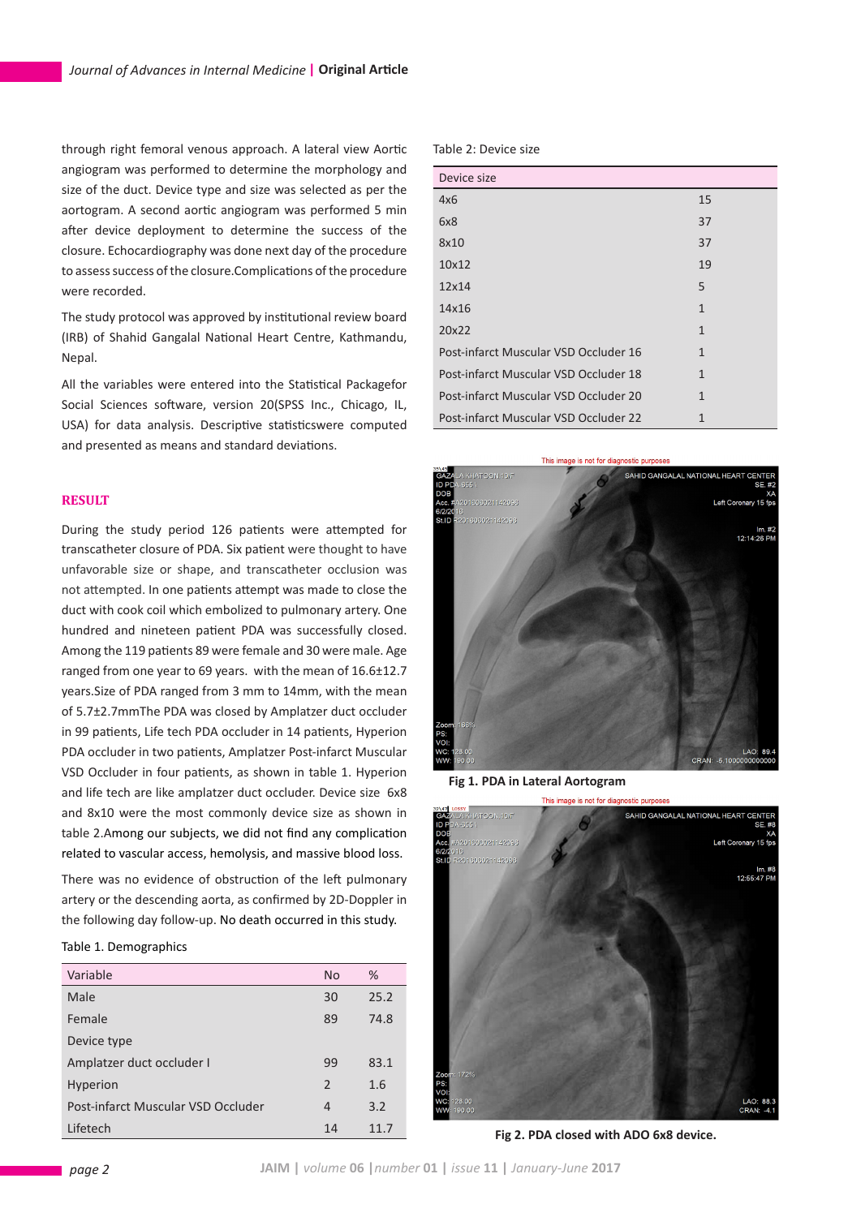through right femoral venous approach. A lateral view Aortic angiogram was performed to determine the morphology and size of the duct. Device type and size was selected as per the aortogram. A second aortic angiogram was performed 5 min after device deployment to determine the success of the closure. Echocardiography was done next day of the procedure to assess success of the closure.Complications of the procedure were recorded.

The study protocol was approved by institutional review board (IRB) of Shahid Gangalal National Heart Centre, Kathmandu, Nepal.

All the variables were entered into the Statistical Packagefor Social Sciences software, version 20(SPSS Inc., Chicago, IL, USA) for data analysis. Descriptive statisticswere computed and presented as means and standard deviations.

## RESULT

During the study period 126 patients were attempted for transcatheter closure of PDA. Six patient were thought to have unfavorable size or shape, and transcatheter occlusion was not attempted. In one patients attempt was made to close the duct with cook coil which embolized to pulmonary artery. One hundred and nineteen patient PDA was successfully closed. Among the 119 patients 89 were female and 30 were male. Age ranged from one year to 69 years. with the mean of 16.6±12.7 years.Size of PDA ranged from 3 mm to 14mm, with the mean of 5.7±2.7mmThe PDA was closed by Amplatzer duct occluder in 99 patients, Life tech PDA occluder in 14 patients, Hyperion PDA occluder in two patients, Amplatzer Post-infarct Muscular VSD Occluder in four patients, as shown in table 1. Hyperion and life tech are like amplatzer duct occluder. Device size 6x8 and 8x10 were the most commonly device size as shown in table 2.Among our subjects, we did not find any complication related to vascular access, hemolysis, and massive blood loss.

There was no evidence of obstruction of the left pulmonary artery or the descending aorta, as confirmed by 2D-Doppler in the following day follow-up. No death occurred in this study.

Table 1. Demographics

| Variable | No | % |
|---|---|---|
| Male | 30 | 25.2 |
| Female | 89 | 74.8 |
| Device type | | |
| Amplatzer duct occluder I | 99 | 83.1 |
| Hyperion | 2 | 1.6 |
| Post-infarct Muscular VSD Occluder | 4 | 3.2 |
| Lifetech | 14 | 11.7 |

Table 2: Device size

| Device size | |
|---|---|
| 4x6 | 15 |
| 6x8 | 37 |
| 8x10 | 37 |
| 10x12 | 19 |
| 12x14 | 5 |
| 14x16 | 1 |
| 20x22 | 1 |
| Post-infarct Muscular VSD Occluder 16 | 1 |
| Post-infarct Muscular VSD Occluder 18 | 1 |
| Post-infarct Muscular VSD Occluder 20 | 1 |
| Post-infarct Muscular VSD Occluder 22 | 1 |

**Fig 1. PDA in Lateral Aortogram**

**Fig 2. PDA closed with ADO 6x8 device.**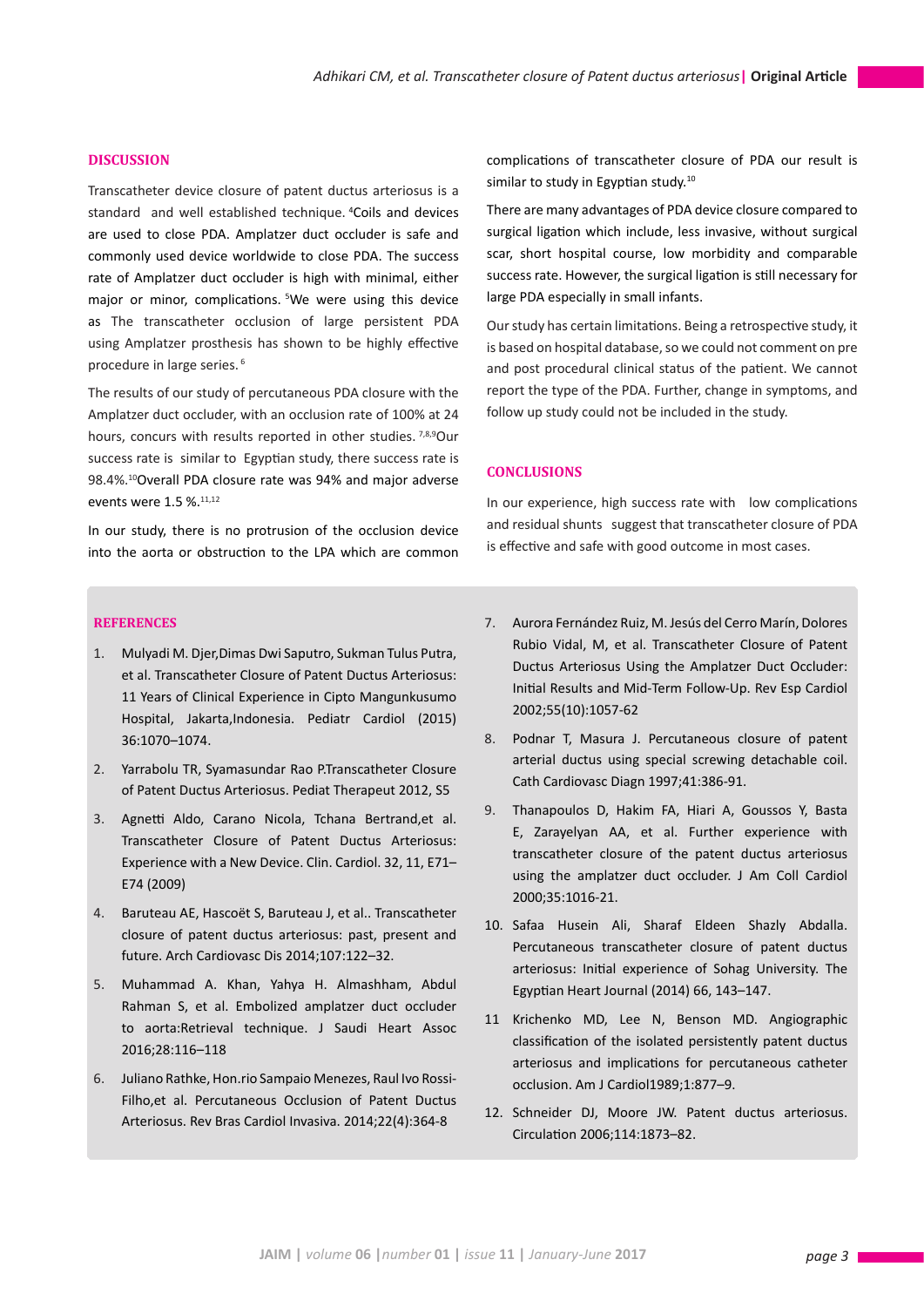## DISCUSSION

Transcatheter device closure of patent ductus arteriosus is a standard and well established technique. [4]Coils and devices are used to close PDA. Amplatzer duct occluder is safe and commonly used device worldwide to close PDA. The success rate of Amplatzer duct occluder is high with minimal, either major or minor, complications. [5]We were using this device as The transcatheter occlusion of large persistent PDA using Amplatzer prosthesis has shown to be highly effective procedure in large series. [6]

The results of our study of percutaneous PDA closure with the Amplatzer duct occluder, with an occlusion rate of 100% at 24 hours, concurs with results reported in other studies. [7,8,9]Our success rate is similar to Egyptian study, there success rate is 98.4%.[10]Overall PDA closure rate was 94% and major adverse events were 1.5 %.[11,12]

In our study, there is no protrusion of the occlusion device into the aorta or obstruction to the LPA which are common complications of transcatheter closure of PDA our result is similar to study in Egyptian study.[10]

There are many advantages of PDA device closure compared to surgical ligation which include, less invasive, without surgical scar, short hospital course, low morbidity and comparable success rate. However, the surgical ligation is still necessary for large PDA especially in small infants.

Our study has certain limitations. Being a retrospective study, it is based on hospital database, so we could not comment on pre and post procedural clinical status of the patient. We cannot report the type of the PDA. Further, change in symptoms, and follow up study could not be included in the study.

## CONCLUSIONS

In our experience, high success rate with low complications and residual shunts suggest that transcatheter closure of PDA is effective and safe with good outcome in most cases.

## REFERENCES

1. Mulyadi M. Djer,Dimas Dwi Saputro, Sukman Tulus Putra, et al. Transcatheter Closure of Patent Ductus Arteriosus: 11 Years of Clinical Experience in Cipto Mangunkusumo Hospital, Jakarta,Indonesia. Pediatr Cardiol (2015) 36:1070–1074.
2. Yarrabolu TR, Syamasundar Rao P.Transcatheter Closure of Patent Ductus Arteriosus. Pediat Therapeut 2012, S5
3. Agnetti Aldo, Carano Nicola, Tchana Bertrand,et al. Transcatheter Closure of Patent Ductus Arteriosus: Experience with a New Device. Clin. Cardiol. 32, 11, E71–E74 (2009)
4. Baruteau AE, Hascoët S, Baruteau J, et al.. Transcatheter closure of patent ductus arteriosus: past, present and future. Arch Cardiovasc Dis 2014;107:122–32.
5. Muhammad A. Khan, Yahya H. Almashham, Abdul Rahman S, et al. Embolized amplatzer duct occluder to aorta:Retrieval technique. J Saudi Heart Assoc 2016;28:116–118
6. Juliano Rathke, Hon.rio Sampaio Menezes, Raul Ivo Rossi-Filho,et al. Percutaneous Occlusion of Patent Ductus Arteriosus. Rev Bras Cardiol Invasiva. 2014;22(4):364-8
7. Aurora Fernández Ruiz, M. Jesús del Cerro Marín, Dolores Rubio Vidal, M, et al. Transcatheter Closure of Patent Ductus Arteriosus Using the Amplatzer Duct Occluder: Initial Results and Mid-Term Follow-Up. Rev Esp Cardiol 2002;55(10):1057-62
8. Podnar T, Masura J. Percutaneous closure of patent arterial ductus using special screwing detachable coil. Cath Cardiovasc Diagn 1997;41:386-91.
9. Thanapoulos D, Hakim FA, Hiari A, Goussos Y, Basta E, Zarayelyan AA, et al. Further experience with transcatheter closure of the patent ductus arteriosus using the amplatzer duct occluder. J Am Coll Cardiol 2000;35:1016-21.
10. Safaa Husein Ali, Sharaf Eldeen Shazly Abdalla. Percutaneous transcatheter closure of patent ductus arteriosus: Initial experience of Sohag University. The Egyptian Heart Journal (2014) 66, 143–147.
11. Krichenko MD, Lee N, Benson MD. Angiographic classification of the isolated persistently patent ductus arteriosus and implications for percutaneous catheter occlusion. Am J Cardiol1989;1:877–9.
12. Schneider DJ, Moore JW. Patent ductus arteriosus. Circulation 2006;114:1873–82.